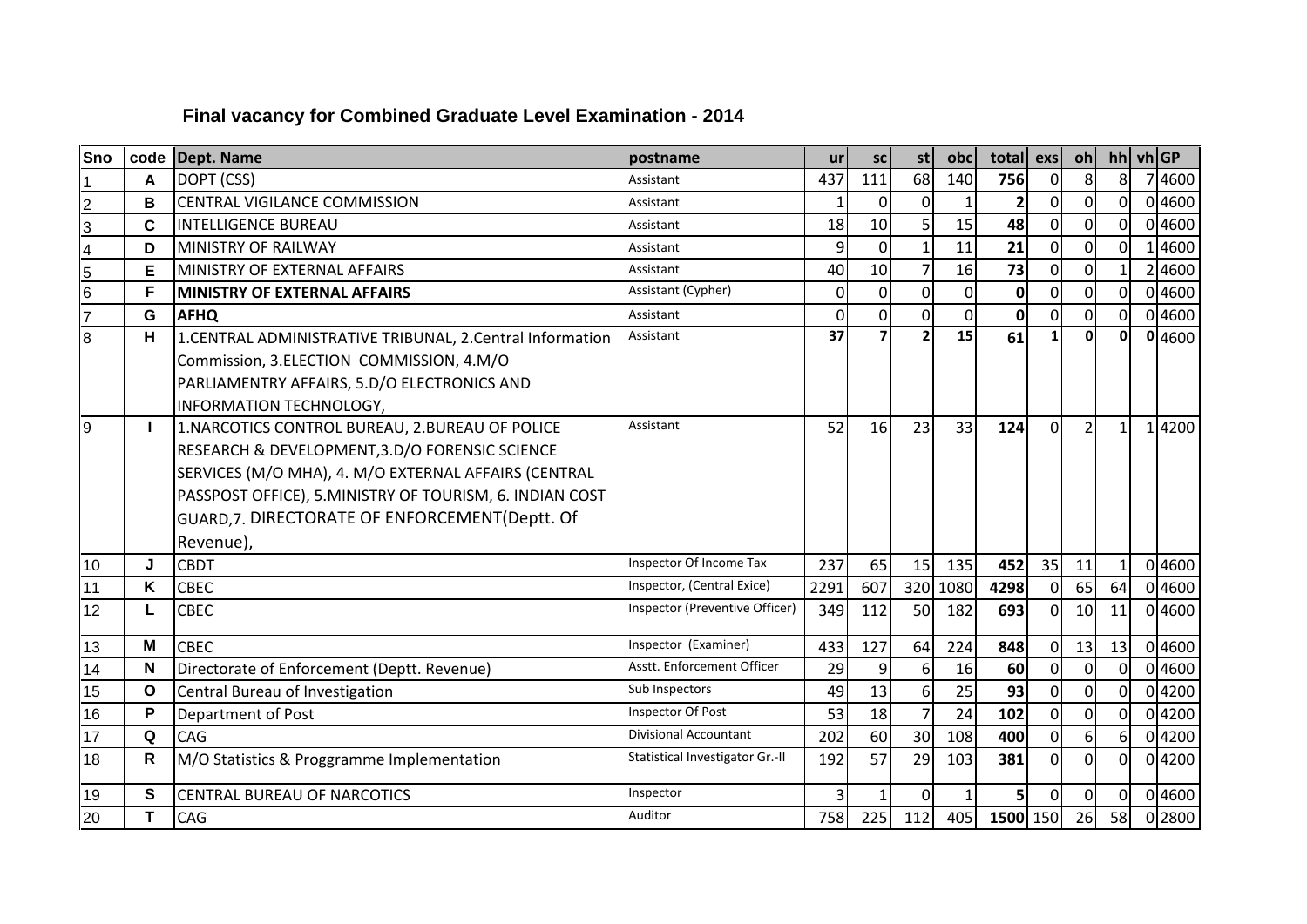## Final vacancy for Combined Graduate Level Examination - 2014

| Sno | code | Dept. Name | postname | ur | sc | st | obc | total | exs | oh | hh | vh | GP |
|---|---|---|---|---|---|---|---|---|---|---|---|---|---|
| 1 | A | DOPT (CSS) | Assistant | 437 | 111 | 68 | 140 | **756** | 0 | 8 | 8 | 7 | 4600 |
| 2 | B | CENTRAL VIGILANCE COMMISSION | Assistant | 1 | 0 | 0 | 1 | **2** | 0 | 0 | 0 | 0 | 4600 |
| 3 | C | INTELLIGENCE BUREAU | Assistant | 18 | 10 | 5 | 15 | **48** | 0 | 0 | 0 | 0 | 4600 |
| 4 | D | MINISTRY OF RAILWAY | Assistant | 9 | 0 | 1 | 11 | **21** | 0 | 0 | 0 | 1 | 4600 |
| 5 | E | MINISTRY OF EXTERNAL AFFAIRS | Assistant | 40 | 10 | 7 | 16 | **73** | 0 | 0 | 1 | 2 | 4600 |
| 6 | F | **MINISTRY OF EXTERNAL AFFAIRS** | Assistant (Cypher) | 0 | 0 | 0 | 0 | **0** | 0 | 0 | 0 | 0 | 4600 |
| 7 | G | **AFHQ** | Assistant | 0 | 0 | 0 | 0 | **0** | 0 | 0 | 0 | 0 | 4600 |
| 8 | H | 1.CENTRAL ADMINISTRATIVE TRIBUNAL, 2.Central Information Commission, 3.ELECTION COMMISSION, 4.M/O PARLIAMENTRY AFFAIRS, 5.D/O ELECTRONICS AND INFORMATION TECHNOLOGY, | Assistant | **37** | **7** | **2** | **15** | **61** | **1** | **0** | **0** | **0** | 4600 |
| 9 | I | 1.NARCOTICS CONTROL BUREAU, 2.BUREAU OF POLICE RESEARCH & DEVELOPMENT,3.D/O FORENSIC SCIENCE SERVICES (M/O MHA), 4. M/O EXTERNAL AFFAIRS (CENTRAL PASSPOST OFFICE), 5.MINISTRY OF TOURISM, 6. INDIAN COST GUARD,7. DIRECTORATE OF ENFORCEMENT(Deptt. Of Revenue), | Assistant | 52 | 16 | 23 | 33 | **124** | 0 | 2 | 1 | 1 | 4200 |
| 10 | J | CBDT | Inspector Of Income Tax | 237 | 65 | 15 | 135 | **452** | 35 | 11 | 1 | 0 | 4600 |
| 11 | K | CBEC | Inspector, (Central Exice) | 2291 | 607 | 320 | 1080 | **4298** | 0 | 65 | 64 | 0 | 4600 |
| 12 | L | CBEC | Inspector (Preventive Officer) | 349 | 112 | 50 | 182 | **693** | 0 | 10 | 11 | 0 | 4600 |
| 13 | M | CBEC | Inspector (Examiner) | 433 | 127 | 64 | 224 | **848** | 0 | 13 | 13 | 0 | 4600 |
| 14 | N | Directorate of Enforcement (Deptt. Revenue) | Asstt. Enforcement Officer | 29 | 9 | 6 | 16 | **60** | 0 | 0 | 0 | 0 | 4600 |
| 15 | O | Central Bureau of Investigation | Sub Inspectors | 49 | 13 | 6 | 25 | **93** | 0 | 0 | 0 | 0 | 4200 |
| 16 | P | Department of Post | Inspector Of Post | 53 | 18 | 7 | 24 | **102** | 0 | 0 | 0 | 0 | 4200 |
| 17 | Q | CAG | Divisional Accountant | 202 | 60 | 30 | 108 | **400** | 0 | 6 | 6 | 0 | 4200 |
| 18 | R | M/O Statistics & Proggramme Implementation | Statistical Investigator Gr.-II | 192 | 57 | 29 | 103 | **381** | 0 | 0 | 0 | 0 | 4200 |
| 19 | S | CENTRAL BUREAU OF NARCOTICS | Inspector | 3 | 1 | 0 | 1 | **5** | 0 | 0 | 0 | 0 | 4600 |
| 20 | T | CAG | Auditor | 758 | 225 | 112 | 405 | **1500** | 150 | 26 | 58 | 0 | 2800 |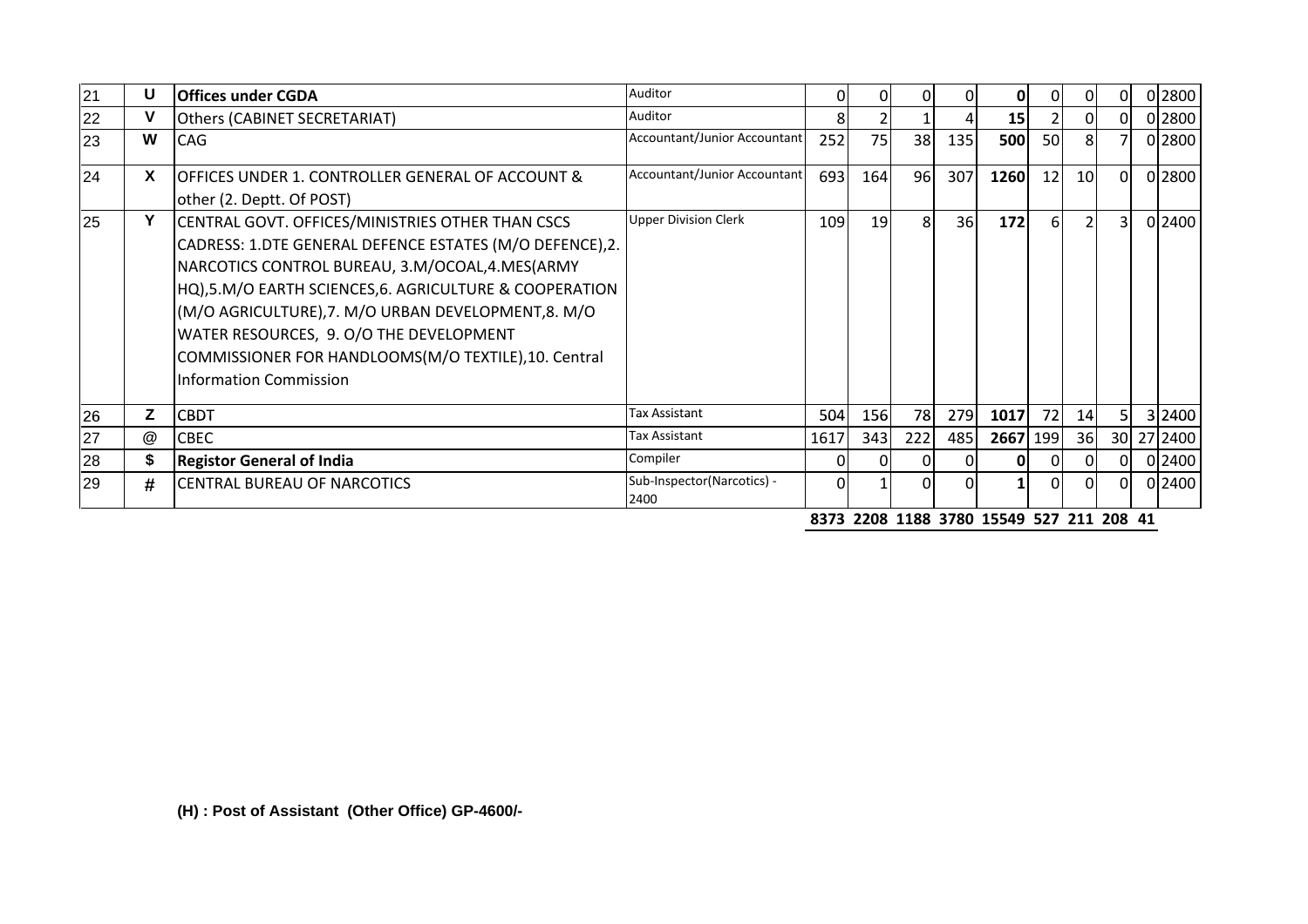| | | | | | | | | | | | | | |
|---|---|---|---|---|---|---|---|---|---|---|---|---|---|
| 21 | U | **Offices under CGDA** | Auditor | 0 | 0 | 0 | 0 | **0** | 0 | 0 | 0 | 0 | 2800 |
| 22 | V | Others (CABINET SECRETARIAT) | Auditor | 8 | 2 | 1 | 4 | **15** | 2 | 0 | 0 | 0 | 2800 |
| 23 | W | CAG | Accountant/Junior Accountant | 252 | 75 | 38 | 135 | **500** | 50 | 8 | 7 | 0 | 2800 |
| 24 | X | OFFICES UNDER 1. CONTROLLER GENERAL OF ACCOUNT & other (2. Deptt. Of POST) | Accountant/Junior Accountant | 693 | 164 | 96 | 307 | **1260** | 12 | 10 | 0 | 0 | 2800 |
| 25 | Y | CENTRAL GOVT. OFFICES/MINISTRIES OTHER THAN CSCS CADRESS: 1.DTE GENERAL DEFENCE ESTATES (M/O DEFENCE),2. NARCOTICS CONTROL BUREAU, 3.M/OCOAL,4.MES(ARMY HQ),5.M/O EARTH SCIENCES,6. AGRICULTURE & COOPERATION (M/O AGRICULTURE),7. M/O URBAN DEVELOPMENT,8. M/O WATER RESOURCES, 9. O/O THE DEVELOPMENT COMMISSIONER FOR HANDLOOMS(M/O TEXTILE),10. Central Information Commission | Upper Division Clerk | 109 | 19 | 8 | 36 | **172** | 6 | 2 | 3 | 0 | 2400 |
| 26 | Z | CBDT | Tax Assistant | 504 | 156 | 78 | 279 | **1017** | 72 | 14 | 5 | 3 | 2400 |
| 27 | @ | CBEC | Tax Assistant | 1617 | 343 | 222 | 485 | **2667** | 199 | 36 | 30 | 27 | 2400 |
| 28 | $ | **Registor General of India** | Compiler | 0 | 0 | 0 | 0 | **0** | 0 | 0 | 0 | 0 | 2400 |
| 29 | # | CENTRAL BUREAU OF NARCOTICS | Sub-Inspector(Narcotics) - 2400 | 0 | 1 | 0 | 0 | **1** | 0 | 0 | 0 | 0 | 2400 |
| | | | | **8373** | **2208** | **1188** | **3780** | **15549** | **527** | **211** | **208** | **41** | |

**(H) : Post of Assistant (Other Office) GP-4600/-**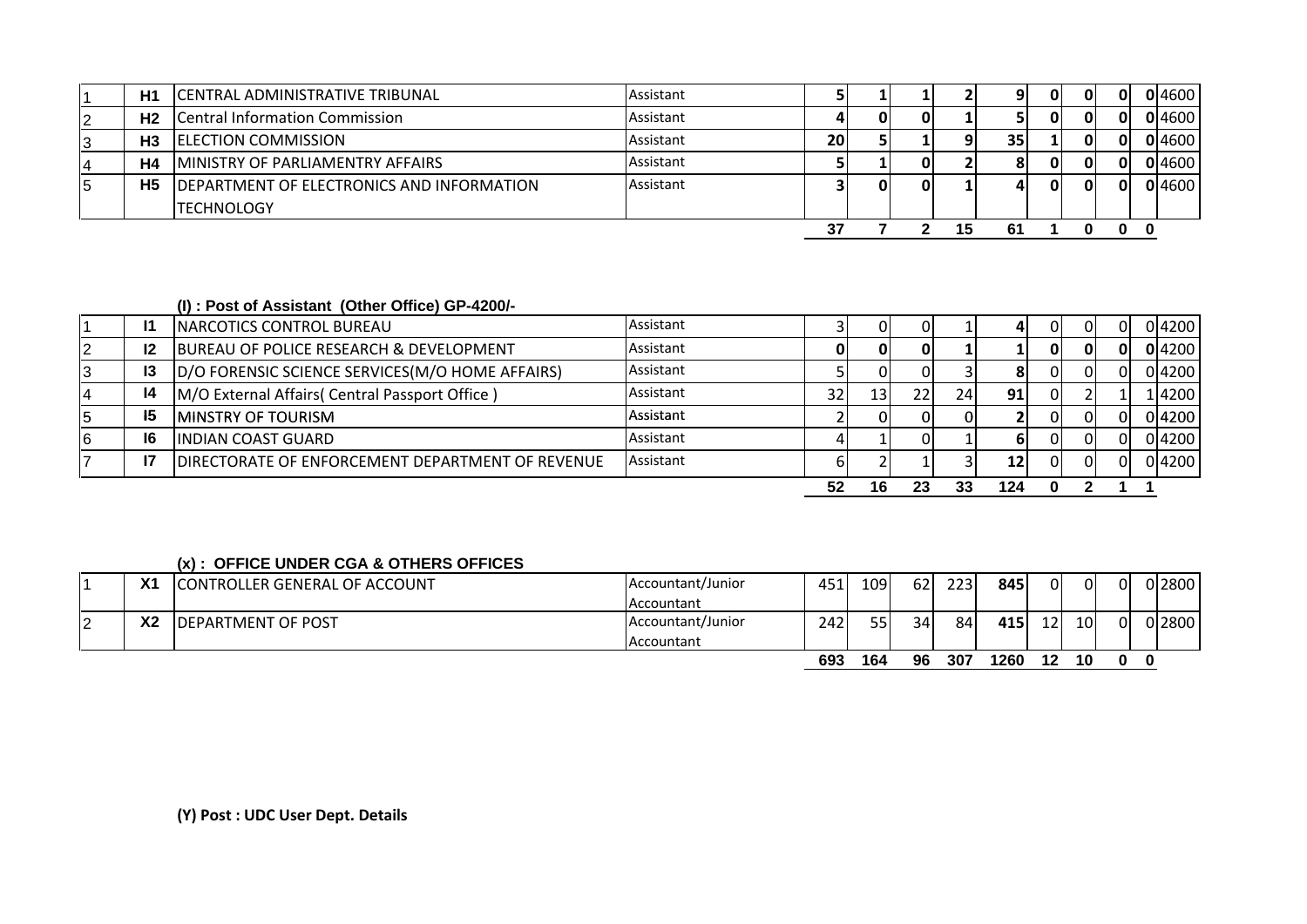| | | | | | | | | | | | | | |
|---|---|---|---|---|---|---|---|---|---|---|---|---|---|
| 1 | **H1** | CENTRAL ADMINISTRATIVE TRIBUNAL | Assistant | **5** | **1** | **1** | **2** | **9** | **0** | **0** | **0** | **0** | 4600 |
| 2 | **H2** | Central Information Commission | Assistant | **4** | **0** | **0** | **1** | **5** | **0** | **0** | **0** | **0** | 4600 |
| 3 | **H3** | ELECTION COMMISSION | Assistant | **20** | **5** | **1** | **9** | **35** | **1** | **0** | **0** | **0** | 4600 |
| 4 | **H4** | MINISTRY OF PARLIAMENTRY AFFAIRS | Assistant | **5** | **1** | **0** | **2** | **8** | **0** | **0** | **0** | **0** | 4600 |
| 5 | **H5** | DEPARTMENT OF ELECTRONICS AND INFORMATION TECHNOLOGY | Assistant | **3** | **0** | **0** | **1** | **4** | **0** | **0** | **0** | **0** | 4600 |
| | | | | **37** | **7** | **2** | **15** | **61** | **1** | **0** | **0** | **0** | |

**(I) : Post of Assistant (Other Office) GP-4200/-**

| | | | | | | | | | | | | | |
|---|---|---|---|---|---|---|---|---|---|---|---|---|---|
| 1 | **I1** | NARCOTICS CONTROL BUREAU | Assistant | 3 | 0 | 0 | 1 | **4** | 0 | 0 | 0 | 0 | 4200 |
| 2 | **I2** | BUREAU OF POLICE RESEARCH & DEVELOPMENT | Assistant | **0** | **0** | **0** | **1** | **1** | **0** | **0** | **0** | **0** | 4200 |
| 3 | **I3** | D/O FORENSIC SCIENCE SERVICES(M/O HOME AFFAIRS) | Assistant | 5 | 0 | 0 | 3 | **8** | 0 | 0 | 0 | 0 | 4200 |
| 4 | **I4** | M/O External Affairs( Central Passport Office ) | Assistant | 32 | 13 | 22 | 24 | **91** | 0 | 2 | 1 | 1 | 4200 |
| 5 | **I5** | MINSTRY OF TOURISM | Assistant | 2 | 0 | 0 | 0 | **2** | 0 | 0 | 0 | 0 | 4200 |
| 6 | **I6** | INDIAN COAST GUARD | Assistant | 4 | 1 | 0 | 1 | **6** | 0 | 0 | 0 | 0 | 4200 |
| 7 | **I7** | DIRECTORATE OF ENFORCEMENT DEPARTMENT OF REVENUE | Assistant | 6 | 2 | 1 | 3 | **12** | 0 | 0 | 0 | 0 | 4200 |
| | | | | **52** | **16** | **23** | **33** | **124** | **0** | **2** | **1** | **1** | |

**(x) : OFFICE UNDER CGA & OTHERS OFFICES**

| | | | | | | | | | | | | | |
|---|---|---|---|---|---|---|---|---|---|---|---|---|---|
| 1 | **X1** | CONTROLLER GENERAL OF ACCOUNT | Accountant/Junior Accountant | 451 | 109 | 62 | 223 | **845** | 0 | 0 | 0 | 0 | 2800 |
| 2 | **X2** | DEPARTMENT OF POST | Accountant/Junior Accountant | 242 | 55 | 34 | 84 | **415** | 12 | 10 | 0 | 0 | 2800 |
| | | | | **693** | **164** | **96** | **307** | **1260** | **12** | **10** | **0** | **0** | |

**(Y) Post : UDC User Dept. Details**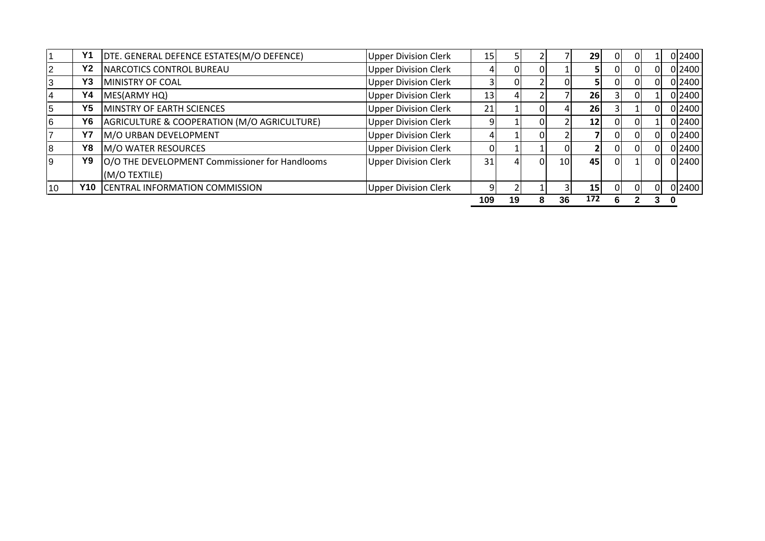| | | | | | | | | | | | | | |
|---|---|---|---|---|---|---|---|---|---|---|---|---|---|
| 1 | Y1 | DTE. GENERAL DEFENCE ESTATES(M/O DEFENCE) | Upper Division Clerk | 15 | 5 | 2 | 7 | **29** | 0 | 0 | 1 | 0 | 2400 |
| 2 | Y2 | NARCOTICS CONTROL BUREAU | Upper Division Clerk | 4 | 0 | 0 | 1 | **5** | 0 | 0 | 0 | 0 | 2400 |
| 3 | Y3 | MINISTRY OF COAL | Upper Division Clerk | 3 | 0 | 2 | 0 | **5** | 0 | 0 | 0 | 0 | 2400 |
| 4 | Y4 | MES(ARMY HQ) | Upper Division Clerk | 13 | 4 | 2 | 7 | **26** | 3 | 0 | 1 | 0 | 2400 |
| 5 | Y5 | MINSTRY OF EARTH SCIENCES | Upper Division Clerk | 21 | 1 | 0 | 4 | **26** | 3 | 1 | 0 | 0 | 2400 |
| 6 | Y6 | AGRICULTURE & COOPERATION (M/O AGRICULTURE) | Upper Division Clerk | 9 | 1 | 0 | 2 | **12** | 0 | 0 | 1 | 0 | 2400 |
| 7 | Y7 | M/O URBAN DEVELOPMENT | Upper Division Clerk | 4 | 1 | 0 | 2 | **7** | 0 | 0 | 0 | 0 | 2400 |
| 8 | Y8 | M/O WATER RESOURCES | Upper Division Clerk | 0 | 1 | 1 | 0 | **2** | 0 | 0 | 0 | 0 | 2400 |
| 9 | Y9 | O/O THE DEVELOPMENT Commissioner for Handlooms (M/O TEXTILE) | Upper Division Clerk | 31 | 4 | 0 | 10 | **45** | 0 | 1 | 0 | 0 | 2400 |
| 10 | Y10 | CENTRAL INFORMATION COMMISSION | Upper Division Clerk | 9 | 2 | 1 | 3 | **15** | 0 | 0 | 0 | 0 | 2400 |
| | | | | **109** | **19** | **8** | **36** | **172** | **6** | **2** | **3** | **0** | |